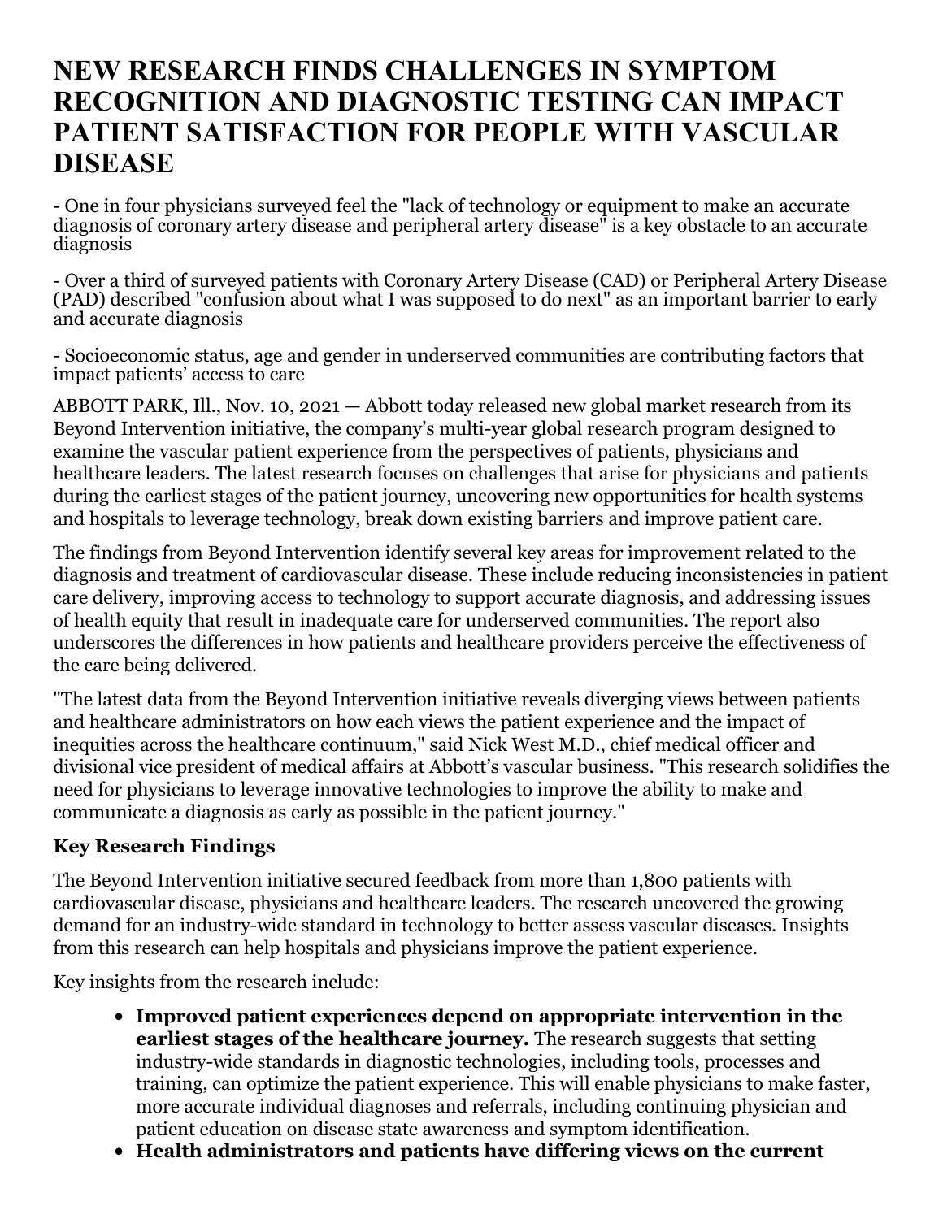# NEW RESEARCH FINDS CHALLENGES IN SYMPTOM RECOGNITION AND DIAGNOSTIC TESTING CAN IMPACT PATIENT SATISFACTION FOR PEOPLE WITH VASCULAR DISEASE

- One in four physicians surveyed feel the "lack of technology or equipment to make an accurate diagnosis of coronary artery disease and peripheral artery disease" is a key obstacle to an accurate diagnosis

- Over a third of surveyed patients with Coronary Artery Disease (CAD) or Peripheral Artery Disease (PAD) described "confusion about what I was supposed to do next" as an important barrier to early and accurate diagnosis

- Socioeconomic status, age and gender in underserved communities are contributing factors that impact patients' access to care

ABBOTT PARK, Ill., Nov. 10, 2021 — Abbott today released new global market research from its Beyond Intervention initiative, the company's multi-year global research program designed to examine the vascular patient experience from the perspectives of patients, physicians and healthcare leaders. The latest research focuses on challenges that arise for physicians and patients during the earliest stages of the patient journey, uncovering new opportunities for health systems and hospitals to leverage technology, break down existing barriers and improve patient care.

The findings from Beyond Intervention identify several key areas for improvement related to the diagnosis and treatment of cardiovascular disease. These include reducing inconsistencies in patient care delivery, improving access to technology to support accurate diagnosis, and addressing issues of health equity that result in inadequate care for underserved communities. The report also underscores the differences in how patients and healthcare providers perceive the effectiveness of the care being delivered.

"The latest data from the Beyond Intervention initiative reveals diverging views between patients and healthcare administrators on how each views the patient experience and the impact of inequities across the healthcare continuum," said Nick West M.D., chief medical officer and divisional vice president of medical affairs at Abbott's vascular business. "This research solidifies the need for physicians to leverage innovative technologies to improve the ability to make and communicate a diagnosis as early as possible in the patient journey."

### Key Research Findings

The Beyond Intervention initiative secured feedback from more than 1,800 patients with cardiovascular disease, physicians and healthcare leaders. The research uncovered the growing demand for an industry-wide standard in technology to better assess vascular diseases. Insights from this research can help hospitals and physicians improve the patient experience.

Key insights from the research include:

- **Improved patient experiences depend on appropriate intervention in the earliest stages of the healthcare journey.** The research suggests that setting industry-wide standards in diagnostic technologies, including tools, processes and training, can optimize the patient experience. This will enable physicians to make faster, more accurate individual diagnoses and referrals, including continuing physician and patient education on disease state awareness and symptom identification.
- **Health administrators and patients have differing views on the current**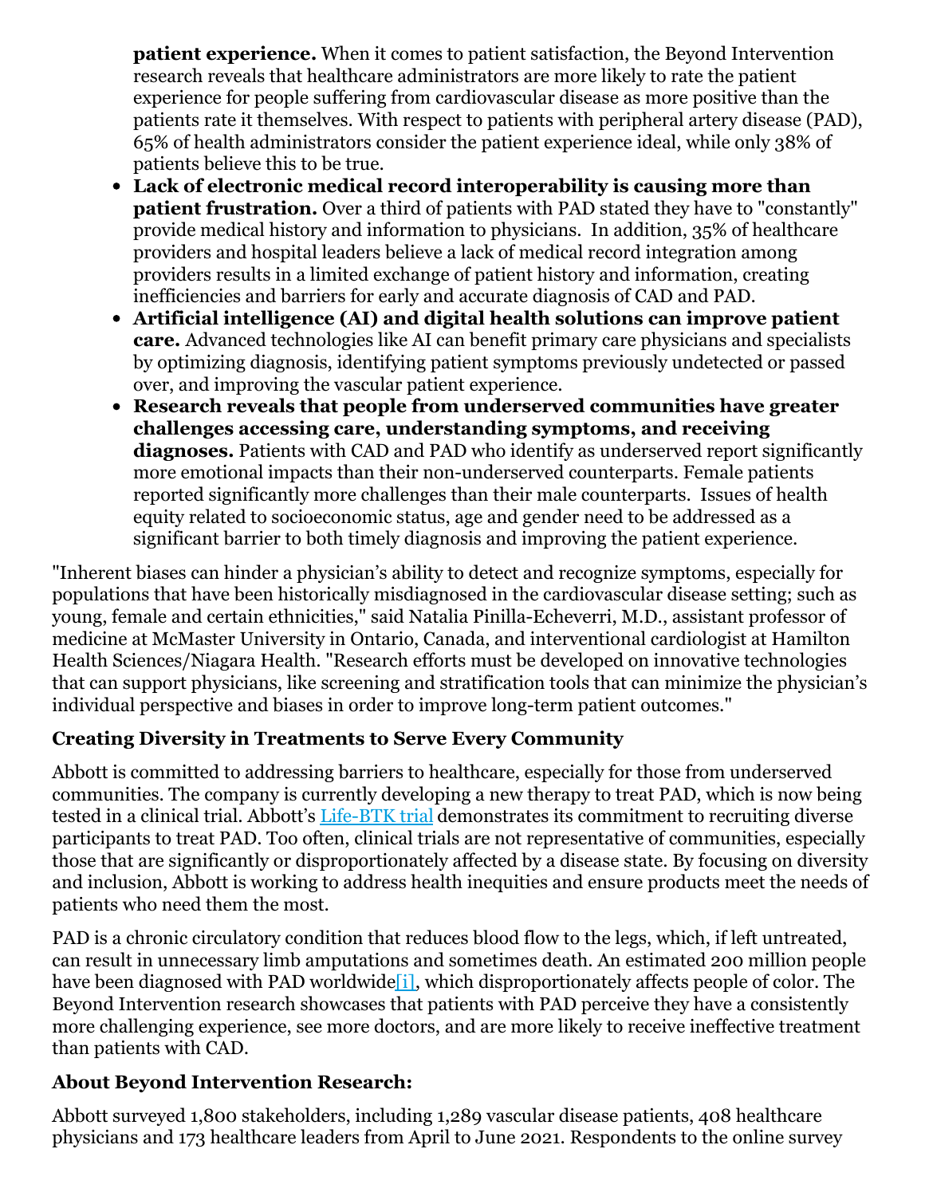**patient experience.** When it comes to patient satisfaction, the Beyond Intervention research reveals that healthcare administrators are more likely to rate the patient experience for people suffering from cardiovascular disease as more positive than the patients rate it themselves. With respect to patients with peripheral artery disease (PAD), 65% of health administrators consider the patient experience ideal, while only 38% of patients believe this to be true.

- **Lack of electronic medical record interoperability is causing more than patient frustration.** Over a third of patients with PAD stated they have to "constantly" provide medical history and information to physicians. In addition, 35% of healthcare providers and hospital leaders believe a lack of medical record integration among providers results in a limited exchange of patient history and information, creating inefficiencies and barriers for early and accurate diagnosis of CAD and PAD.
- **Artificial intelligence (AI) and digital health solutions can improve patient care.** Advanced technologies like AI can benefit primary care physicians and specialists by optimizing diagnosis, identifying patient symptoms previously undetected or passed over, and improving the vascular patient experience.
- **Research reveals that people from underserved communities have greater challenges accessing care, understanding symptoms, and receiving diagnoses.** Patients with CAD and PAD who identify as underserved report significantly more emotional impacts than their non-underserved counterparts. Female patients reported significantly more challenges than their male counterparts. Issues of health equity related to socioeconomic status, age and gender need to be addressed as a significant barrier to both timely diagnosis and improving the patient experience.

"Inherent biases can hinder a physician's ability to detect and recognize symptoms, especially for populations that have been historically misdiagnosed in the cardiovascular disease setting; such as young, female and certain ethnicities," said Natalia Pinilla-Echeverri, M.D., assistant professor of medicine at McMaster University in Ontario, Canada, and interventional cardiologist at Hamilton Health Sciences/Niagara Health. "Research efforts must be developed on innovative technologies that can support physicians, like screening and stratification tools that can minimize the physician's individual perspective and biases in order to improve long-term patient outcomes."

### Creating Diversity in Treatments to Serve Every Community

Abbott is committed to addressing barriers to healthcare, especially for those from underserved communities. The company is currently developing a new therapy to treat PAD, which is now being tested in a clinical trial. Abbott's Life-BTK trial demonstrates its commitment to recruiting diverse participants to treat PAD. Too often, clinical trials are not representative of communities, especially those that are significantly or disproportionately affected by a disease state. By focusing on diversity and inclusion, Abbott is working to address health inequities and ensure products meet the needs of patients who need them the most.

PAD is a chronic circulatory condition that reduces blood flow to the legs, which, if left untreated, can result in unnecessary limb amputations and sometimes death. An estimated 200 million people have been diagnosed with PAD worldwide[i], which disproportionately affects people of color. The Beyond Intervention research showcases that patients with PAD perceive they have a consistently more challenging experience, see more doctors, and are more likely to receive ineffective treatment than patients with CAD.

### About Beyond Intervention Research:

Abbott surveyed 1,800 stakeholders, including 1,289 vascular disease patients, 408 healthcare physicians and 173 healthcare leaders from April to June 2021. Respondents to the online survey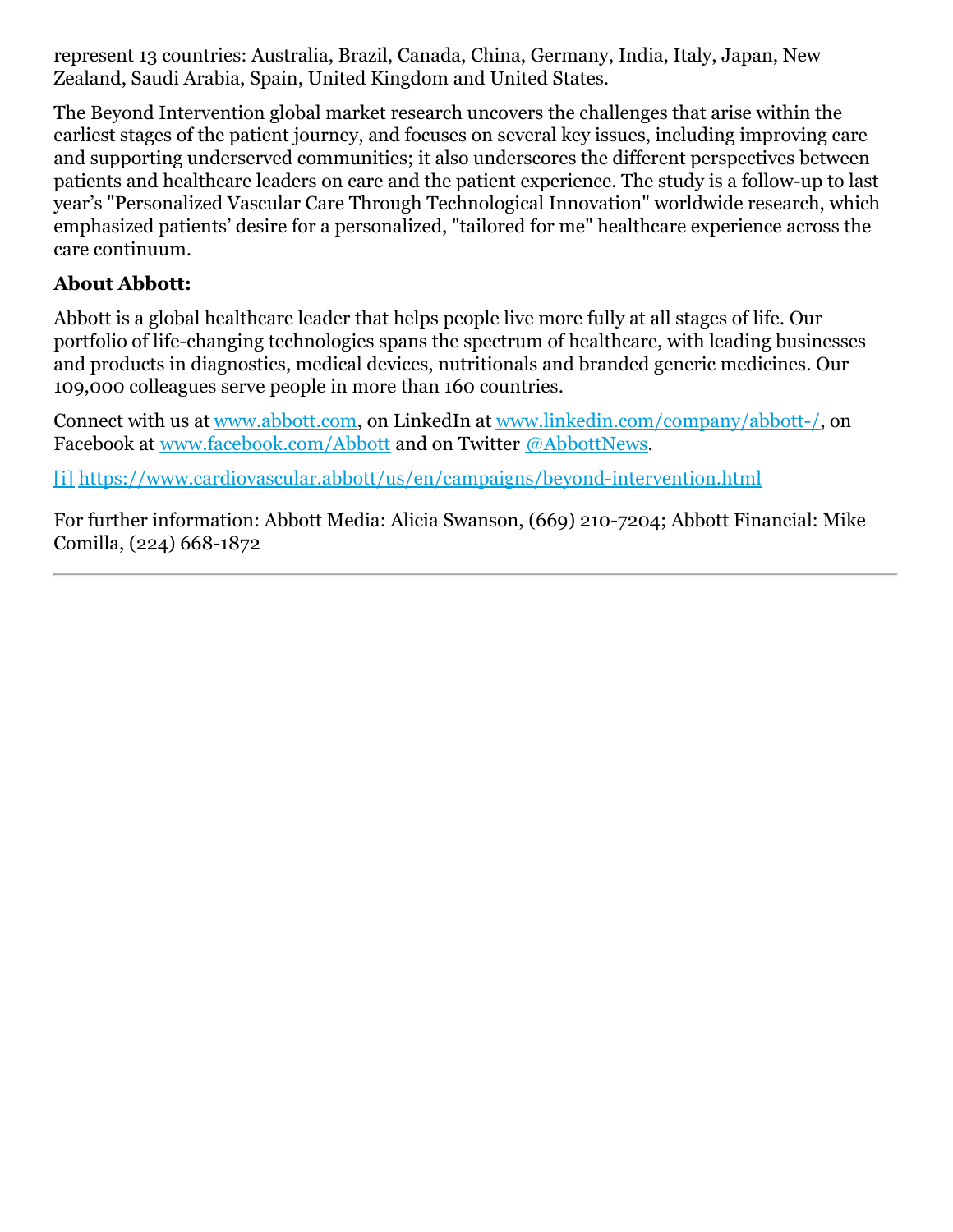represent 13 countries: Australia, Brazil, Canada, China, Germany, India, Italy, Japan, New Zealand, Saudi Arabia, Spain, United Kingdom and United States.

The Beyond Intervention global market research uncovers the challenges that arise within the earliest stages of the patient journey, and focuses on several key issues, including improving care and supporting underserved communities; it also underscores the different perspectives between patients and healthcare leaders on care and the patient experience. The study is a follow-up to last year's "Personalized Vascular Care Through Technological Innovation" worldwide research, which emphasized patients' desire for a personalized, "tailored for me" healthcare experience across the care continuum.

**About Abbott:**

Abbott is a global healthcare leader that helps people live more fully at all stages of life. Our portfolio of life-changing technologies spans the spectrum of healthcare, with leading businesses and products in diagnostics, medical devices, nutritionals and branded generic medicines. Our 109,000 colleagues serve people in more than 160 countries.

Connect with us at www.abbott.com, on LinkedIn at www.linkedin.com/company/abbott-/, on Facebook at www.facebook.com/Abbott and on Twitter @AbbottNews.

[i] https://www.cardiovascular.abbott/us/en/campaigns/beyond-intervention.html

For further information: Abbott Media: Alicia Swanson, (669) 210-7204; Abbott Financial: Mike Comilla, (224) 668-1872

---